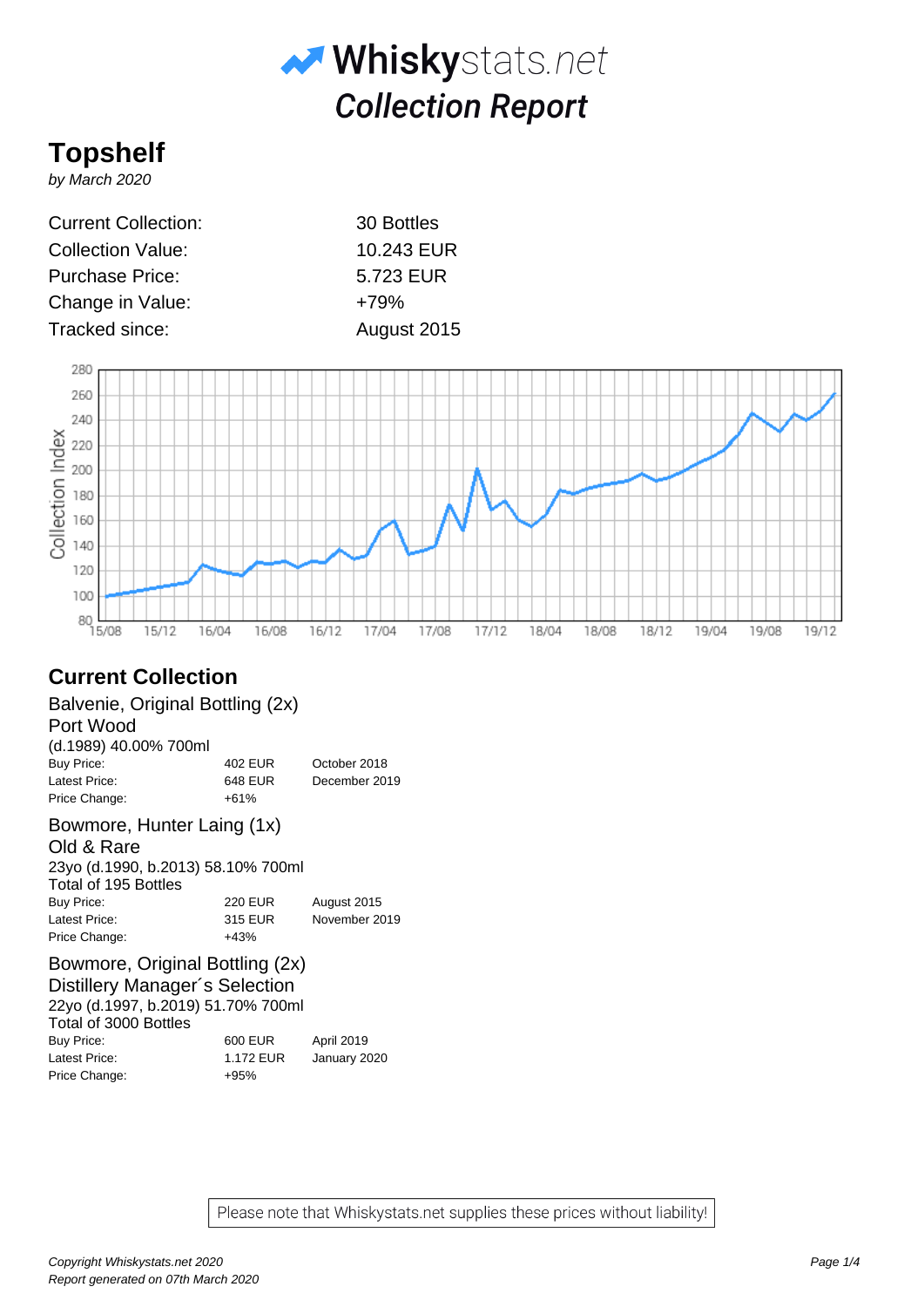# Whiskystats.net

## Collection Report

# Topshelf

*by March 2020*

| | |
|---|---|
| Current Collection: | 30 Bottles |
| Collection Value: | 10.243 EUR |
| Purchase Price: | 5.723 EUR |
| Change in Value: | +79% |
| Tracked since: | August 2015 |

## Current Collection

### Balvenie, Original Bottling (2x)
Port Wood
(d.1989) 40.00% 700ml

| | | |
|---|---|---|
| Buy Price: | 402 EUR | October 2018 |
| Latest Price: | 648 EUR | December 2019 |
| Price Change: | +61% | |

### Bowmore, Hunter Laing (1x)
Old & Rare
23yo (d.1990, b.2013) 58.10% 700ml
Total of 195 Bottles

| | | |
|---|---|---|
| Buy Price: | 220 EUR | August 2015 |
| Latest Price: | 315 EUR | November 2019 |
| Price Change: | +43% | |

### Bowmore, Original Bottling (2x)
Distillery Manager´s Selection
22yo (d.1997, b.2019) 51.70% 700ml
Total of 3000 Bottles

| | | |
|---|---|---|
| Buy Price: | 600 EUR | April 2019 |
| Latest Price: | 1.172 EUR | January 2020 |
| Price Change: | +95% | |

Please note that Whiskystats.net supplies these prices without liability!

*Copyright Whiskystats.net 2020*
*Report generated on 07th March 2020*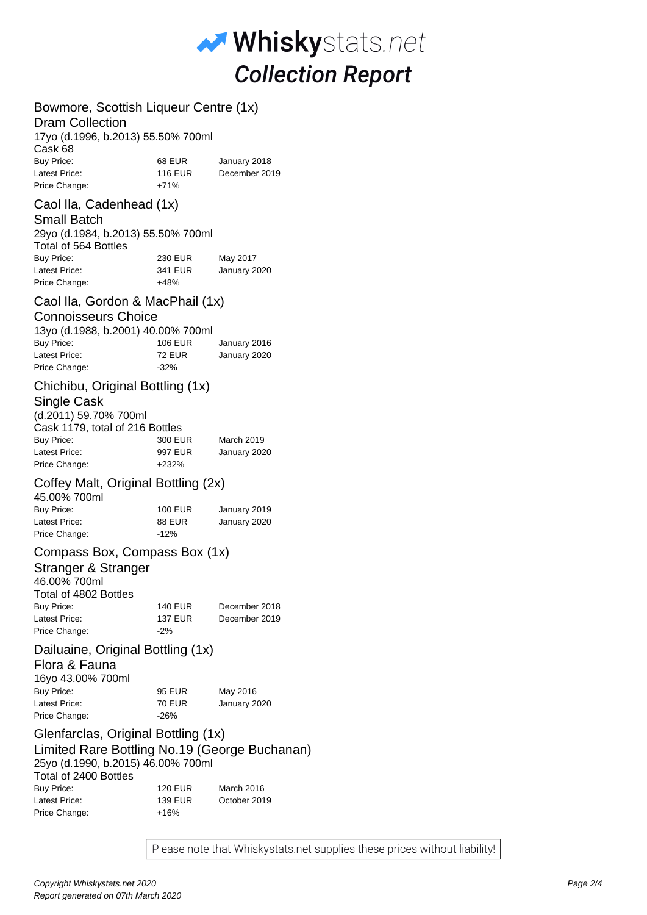# Whiskystats.net
## Collection Report

### Bowmore, Scottish Liqueur Centre (1x)
Dram Collection
17yo (d.1996, b.2013) 55.50% 700ml
Cask 68

| | | |
|---|---|---|
| Buy Price: | 68 EUR | January 2018 |
| Latest Price: | 116 EUR | December 2019 |
| Price Change: | +71% | |

### Caol Ila, Cadenhead (1x)
Small Batch
29yo (d.1984, b.2013) 55.50% 700ml
Total of 564 Bottles

| | | |
|---|---|---|
| Buy Price: | 230 EUR | May 2017 |
| Latest Price: | 341 EUR | January 2020 |
| Price Change: | +48% | |

### Caol Ila, Gordon & MacPhail (1x)
Connoisseurs Choice
13yo (d.1988, b.2001) 40.00% 700ml

| | | |
|---|---|---|
| Buy Price: | 106 EUR | January 2016 |
| Latest Price: | 72 EUR | January 2020 |
| Price Change: | -32% | |

### Chichibu, Original Bottling (1x)
Single Cask
(d.2011) 59.70% 700ml
Cask 1179, total of 216 Bottles

| | | |
|---|---|---|
| Buy Price: | 300 EUR | March 2019 |
| Latest Price: | 997 EUR | January 2020 |
| Price Change: | +232% | |

### Coffey Malt, Original Bottling (2x)
45.00% 700ml

| | | |
|---|---|---|
| Buy Price: | 100 EUR | January 2019 |
| Latest Price: | 88 EUR | January 2020 |
| Price Change: | -12% | |

### Compass Box, Compass Box (1x)
Stranger & Stranger
46.00% 700ml
Total of 4802 Bottles

| | | |
|---|---|---|
| Buy Price: | 140 EUR | December 2018 |
| Latest Price: | 137 EUR | December 2019 |
| Price Change: | -2% | |

### Dailuaine, Original Bottling (1x)
Flora & Fauna
16yo 43.00% 700ml

| | | |
|---|---|---|
| Buy Price: | 95 EUR | May 2016 |
| Latest Price: | 70 EUR | January 2020 |
| Price Change: | -26% | |

### Glenfarclas, Original Bottling (1x)
Limited Rare Bottling No.19 (George Buchanan)
25yo (d.1990, b.2015) 46.00% 700ml
Total of 2400 Bottles

| | | |
|---|---|---|
| Buy Price: | 120 EUR | March 2016 |
| Latest Price: | 139 EUR | October 2019 |
| Price Change: | +16% | |

Please note that Whiskystats.net supplies these prices without liability!

*Copyright Whiskystats.net 2020*
*Report generated on 07th March 2020*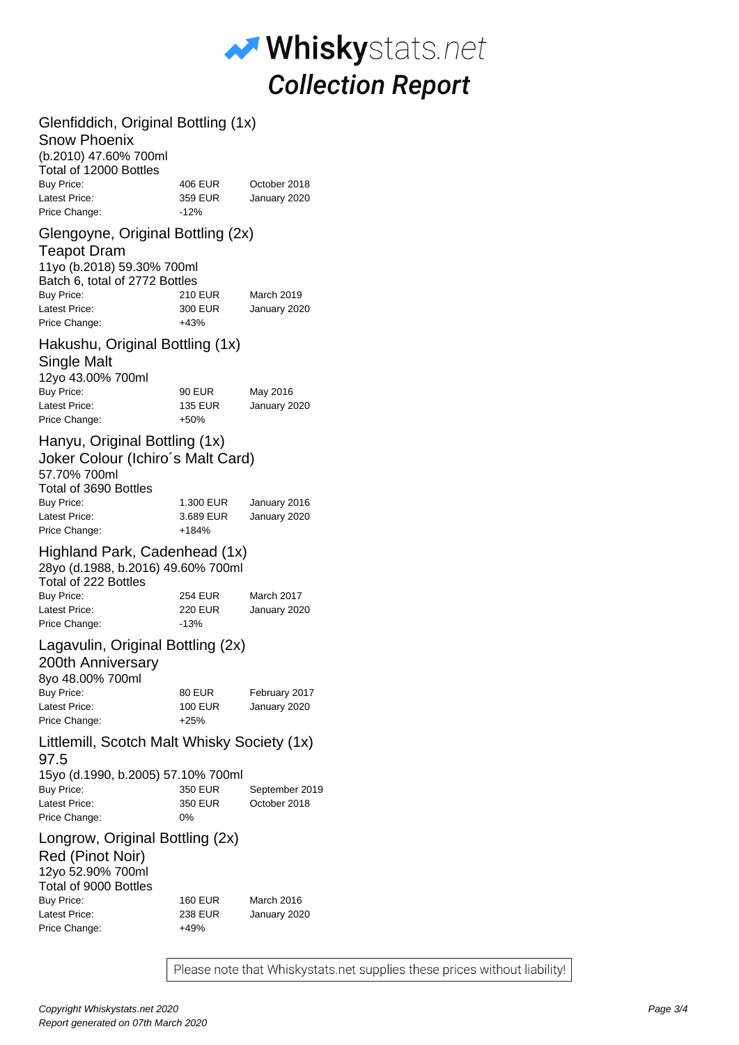# Whiskystats.net
## Collection Report

### Glenfiddich, Original Bottling (1x)
Snow Phoenix
(b.2010) 47.60% 700ml
Total of 12000 Bottles

| | | |
|---|---|---|
| Buy Price: | 406 EUR | October 2018 |
| Latest Price: | 359 EUR | January 2020 |
| Price Change: | -12% | |

### Glengoyne, Original Bottling (2x)
Teapot Dram
11yo (b.2018) 59.30% 700ml
Batch 6, total of 2772 Bottles

| | | |
|---|---|---|
| Buy Price: | 210 EUR | March 2019 |
| Latest Price: | 300 EUR | January 2020 |
| Price Change: | +43% | |

### Hakushu, Original Bottling (1x)
Single Malt
12yo 43.00% 700ml

| | | |
|---|---|---|
| Buy Price: | 90 EUR | May 2016 |
| Latest Price: | 135 EUR | January 2020 |
| Price Change: | +50% | |

### Hanyu, Original Bottling (1x)
Joker Colour (Ichiro´s Malt Card)
57.70% 700ml
Total of 3690 Bottles

| | | |
|---|---|---|
| Buy Price: | 1.300 EUR | January 2016 |
| Latest Price: | 3.689 EUR | January 2020 |
| Price Change: | +184% | |

### Highland Park, Cadenhead (1x)
28yo (d.1988, b.2016) 49.60% 700ml
Total of 222 Bottles

| | | |
|---|---|---|
| Buy Price: | 254 EUR | March 2017 |
| Latest Price: | 220 EUR | January 2020 |
| Price Change: | -13% | |

### Lagavulin, Original Bottling (2x)
200th Anniversary
8yo 48.00% 700ml

| | | |
|---|---|---|
| Buy Price: | 80 EUR | February 2017 |
| Latest Price: | 100 EUR | January 2020 |
| Price Change: | +25% | |

### Littlemill, Scotch Malt Whisky Society (1x)
97.5
15yo (d.1990, b.2005) 57.10% 700ml

| | | |
|---|---|---|
| Buy Price: | 350 EUR | September 2019 |
| Latest Price: | 350 EUR | October 2018 |
| Price Change: | 0% | |

### Longrow, Original Bottling (2x)
Red (Pinot Noir)
12yo 52.90% 700ml
Total of 9000 Bottles

| | | |
|---|---|---|
| Buy Price: | 160 EUR | March 2016 |
| Latest Price: | 238 EUR | January 2020 |
| Price Change: | +49% | |

Please note that Whiskystats.net supplies these prices without liability!

*Copyright Whiskystats.net 2020*
*Report generated on 07th March 2020*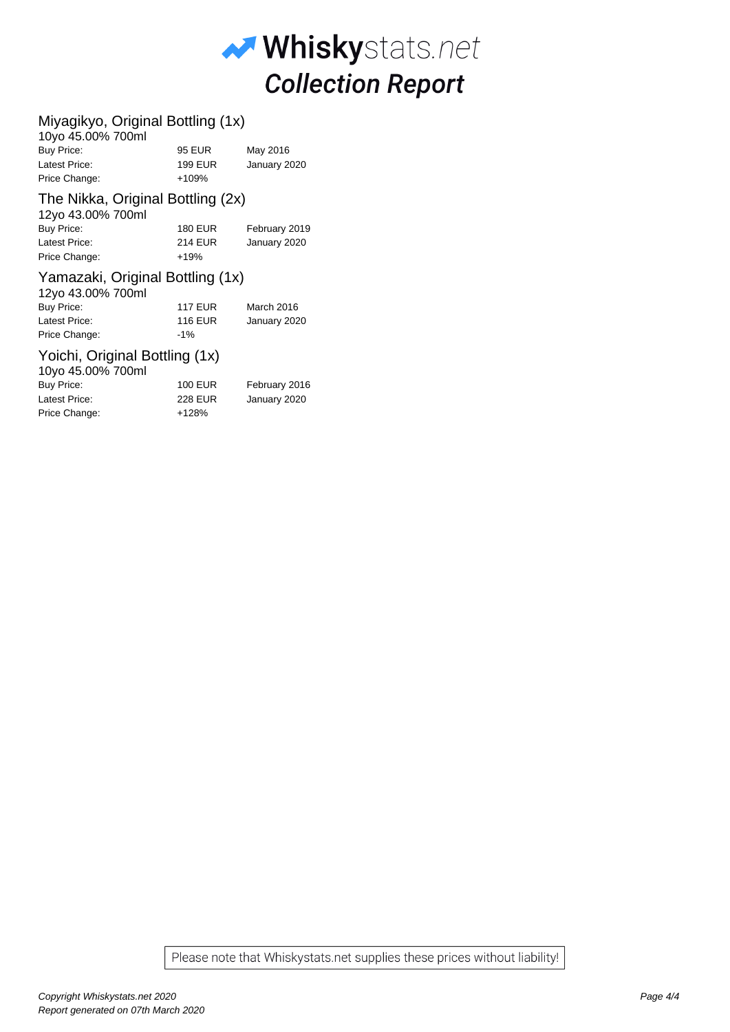# Whiskystats.net

## Collection Report

### Miyagikyo, Original Bottling (1x)

10yo 45.00% 700ml

| | | |
|---|---|---|
| Buy Price: | 95 EUR | May 2016 |
| Latest Price: | 199 EUR | January 2020 |
| Price Change: | +109% | |

### The Nikka, Original Bottling (2x)

12yo 43.00% 700ml

| | | |
|---|---|---|
| Buy Price: | 180 EUR | February 2019 |
| Latest Price: | 214 EUR | January 2020 |
| Price Change: | +19% | |

### Yamazaki, Original Bottling (1x)

12yo 43.00% 700ml

| | | |
|---|---|---|
| Buy Price: | 117 EUR | March 2016 |
| Latest Price: | 116 EUR | January 2020 |
| Price Change: | -1% | |

### Yoichi, Original Bottling (1x)

10yo 45.00% 700ml

| | | |
|---|---|---|
| Buy Price: | 100 EUR | February 2016 |
| Latest Price: | 228 EUR | January 2020 |
| Price Change: | +128% | |

Please note that Whiskystats.net supplies these prices without liability!

*Copyright Whiskystats.net 2020*
*Report generated on 07th March 2020*